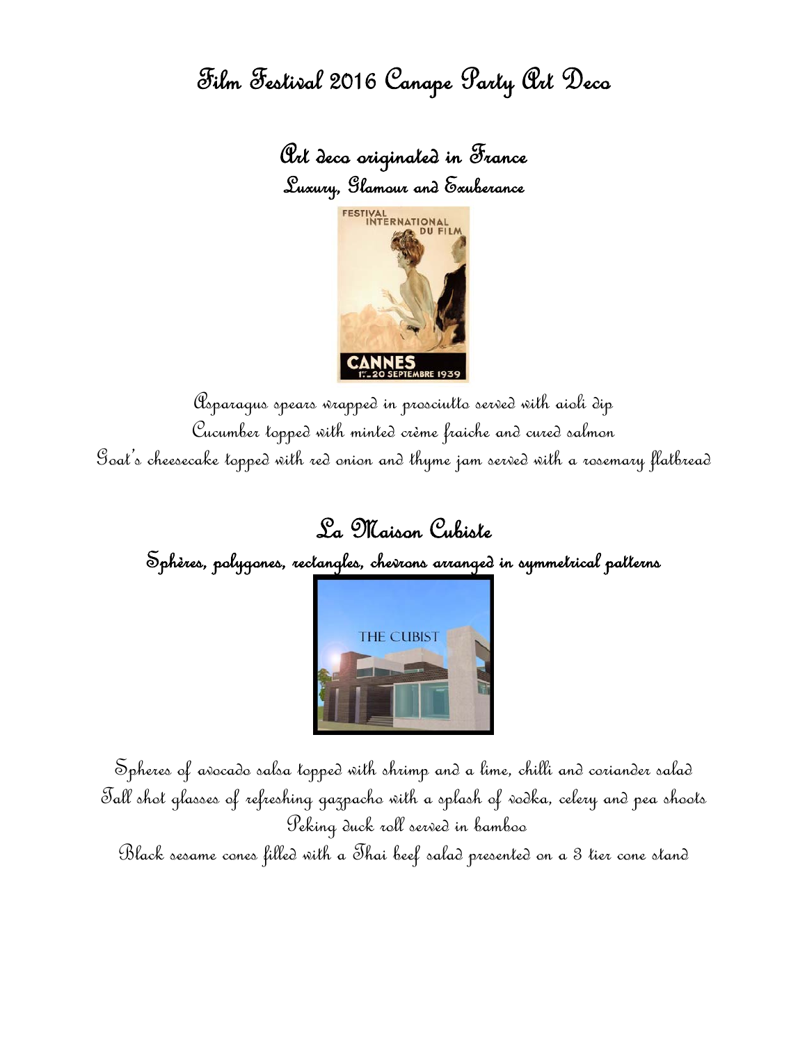# Film Festival 2016 Canape Party Art Deco

## Art deco originated in France

### Luxury, Glamour and Exuberance

Asparagus spears wrapped in prosciutto served with aioli dip

Cucumber topped with minted crème fraiche and cured salmon

Goat's cheesecake topped with red onion and thyme jam served with a rosemary flatbread

## La Maison Cubiste

### Sphères, polygones, rectangles, chevrons arranged in symmetrical patterns

Spheres of avocado salsa topped with shrimp and a lime, chilli and coriander salad

Tall shot glasses of refreshing gazpacho with a splash of vodka, celery and pea shoots

Peking duck roll served in bamboo

Black sesame cones filled with a Thai beef salad presented on a 3 tier cone stand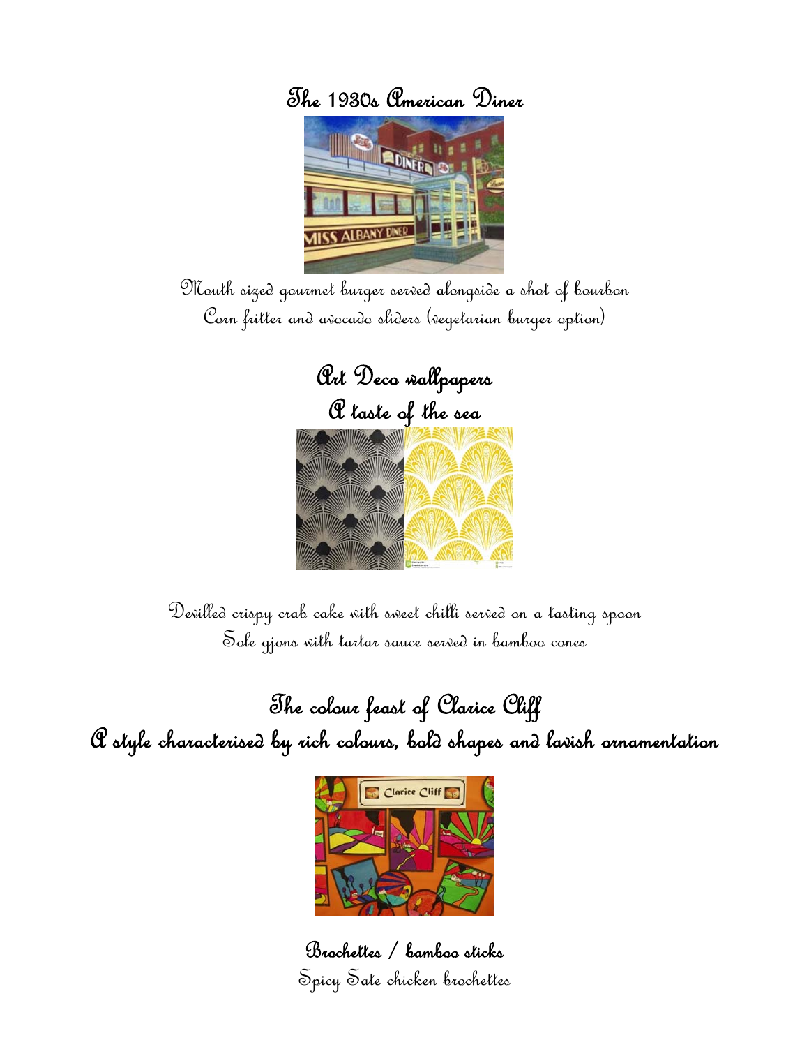## The 1930s American Diner

Mouth sized gourmet burger served alongside a shot of bourbon

Corn fritter and avocado sliders (vegetarian burger option)

## Art Deco wallpapers

## A taste of the sea

Devilled crispy crab cake with sweet chilli served on a tasting spoon

Sole gjons with tartar sauce served in bamboo cones

## The colour feast of Clarice Cliff

## A style characterised by rich colours, bold shapes and lavish ornamentation

### Brochettes / bamboo sticks

Spicy Sate chicken brochettes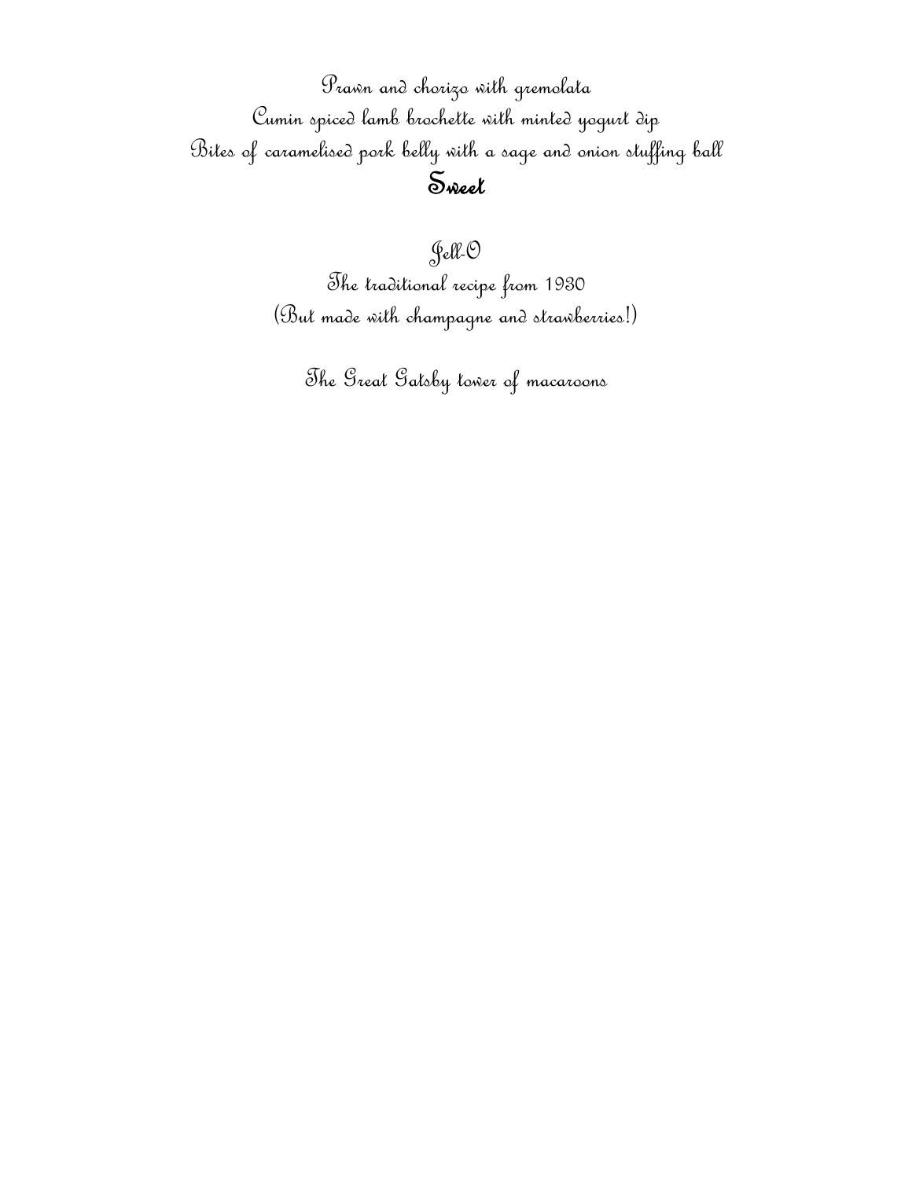Prawn and chorizo with gremolata

Cumin spiced lamb brochette with minted yogurt dip

Bites of caramelised pork belly with a sage and onion stuffing ball

## Sweet

Jell-O

The traditional recipe from 1930

(But made with champagne and strawberries!)

The Great Gatsby tower of macaroons